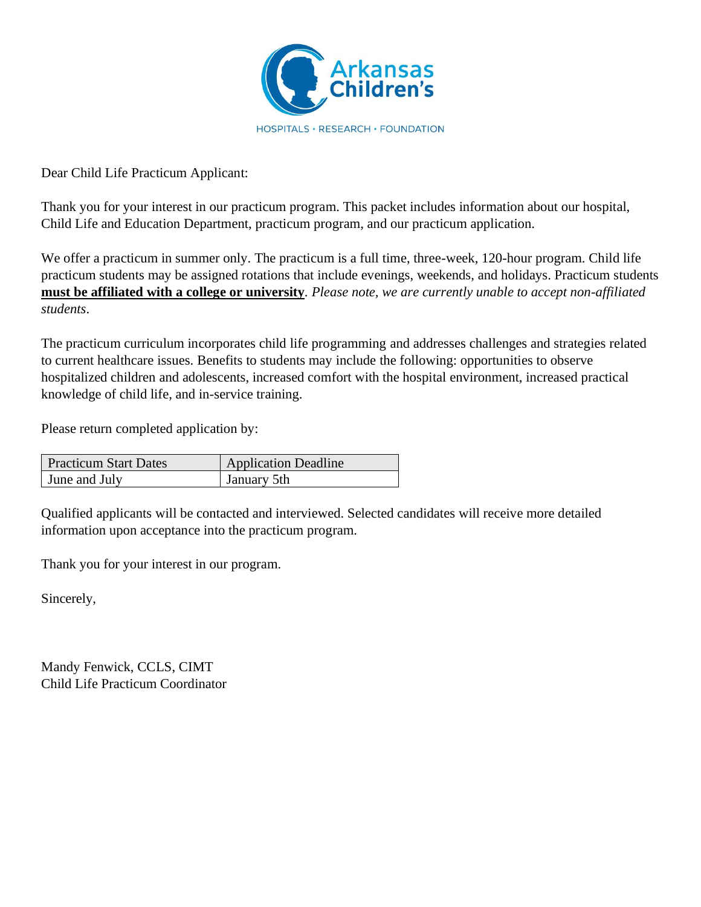Arkansas Children's

HOSPITALS • RESEARCH • FOUNDATION

Dear Child Life Practicum Applicant:

Thank you for your interest in our practicum program. This packet includes information about our hospital, Child Life and Education Department, practicum program, and our practicum application.

We offer a practicum in summer only. The practicum is a full time, three-week, 120-hour program. Child life practicum students may be assigned rotations that include evenings, weekends, and holidays. Practicum students **must be affiliated with a college or university**. *Please note, we are currently unable to accept non-affiliated students*.

The practicum curriculum incorporates child life programming and addresses challenges and strategies related to current healthcare issues. Benefits to students may include the following: opportunities to observe hospitalized children and adolescents, increased comfort with the hospital environment, increased practical knowledge of child life, and in-service training.

Please return completed application by:

| Practicum Start Dates | Application Deadline |
| --- | --- |
| June and July | January 5th |

Qualified applicants will be contacted and interviewed. Selected candidates will receive more detailed information upon acceptance into the practicum program.

Thank you for your interest in our program.

Sincerely,

Mandy Fenwick, CCLS, CIMT
Child Life Practicum Coordinator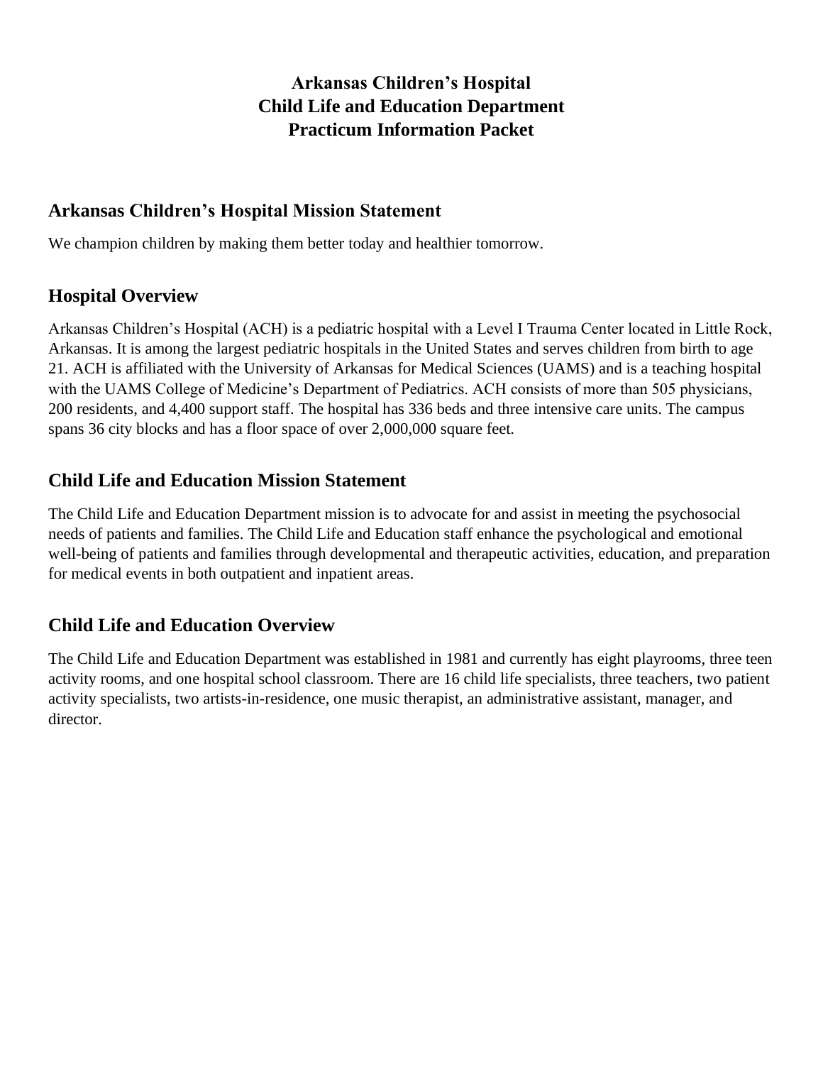# Arkansas Children's Hospital
# Child Life and Education Department
# Practicum Information Packet

## Arkansas Children's Hospital Mission Statement

We champion children by making them better today and healthier tomorrow.

## Hospital Overview

Arkansas Children's Hospital (ACH) is a pediatric hospital with a Level I Trauma Center located in Little Rock, Arkansas. It is among the largest pediatric hospitals in the United States and serves children from birth to age 21. ACH is affiliated with the University of Arkansas for Medical Sciences (UAMS) and is a teaching hospital with the UAMS College of Medicine's Department of Pediatrics. ACH consists of more than 505 physicians, 200 residents, and 4,400 support staff. The hospital has 336 beds and three intensive care units. The campus spans 36 city blocks and has a floor space of over 2,000,000 square feet.

## Child Life and Education Mission Statement

The Child Life and Education Department mission is to advocate for and assist in meeting the psychosocial needs of patients and families. The Child Life and Education staff enhance the psychological and emotional well-being of patients and families through developmental and therapeutic activities, education, and preparation for medical events in both outpatient and inpatient areas.

## Child Life and Education Overview

The Child Life and Education Department was established in 1981 and currently has eight playrooms, three teen activity rooms, and one hospital school classroom. There are 16 child life specialists, three teachers, two patient activity specialists, two artists-in-residence, one music therapist, an administrative assistant, manager, and director.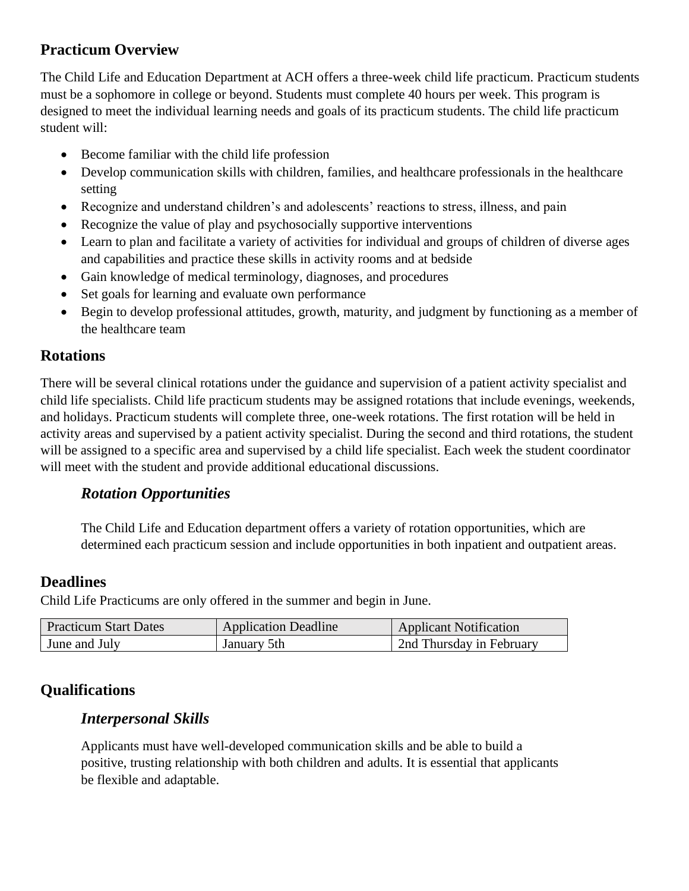## Practicum Overview

The Child Life and Education Department at ACH offers a three-week child life practicum. Practicum students must be a sophomore in college or beyond. Students must complete 40 hours per week. This program is designed to meet the individual learning needs and goals of its practicum students. The child life practicum student will:

- Become familiar with the child life profession
- Develop communication skills with children, families, and healthcare professionals in the healthcare setting
- Recognize and understand children's and adolescents' reactions to stress, illness, and pain
- Recognize the value of play and psychosocially supportive interventions
- Learn to plan and facilitate a variety of activities for individual and groups of children of diverse ages and capabilities and practice these skills in activity rooms and at bedside
- Gain knowledge of medical terminology, diagnoses, and procedures
- Set goals for learning and evaluate own performance
- Begin to develop professional attitudes, growth, maturity, and judgment by functioning as a member of the healthcare team

## Rotations

There will be several clinical rotations under the guidance and supervision of a patient activity specialist and child life specialists. Child life practicum students may be assigned rotations that include evenings, weekends, and holidays. Practicum students will complete three, one-week rotations. The first rotation will be held in activity areas and supervised by a patient activity specialist. During the second and third rotations, the student will be assigned to a specific area and supervised by a child life specialist. Each week the student coordinator will meet with the student and provide additional educational discussions.

### *Rotation Opportunities*

The Child Life and Education department offers a variety of rotation opportunities, which are determined each practicum session and include opportunities in both inpatient and outpatient areas.

## Deadlines

Child Life Practicums are only offered in the summer and begin in June.

| Practicum Start Dates | Application Deadline | Applicant Notification |
| --- | --- | --- |
| June and July | January 5th | 2nd Thursday in February |

## Qualifications

### *Interpersonal Skills*

Applicants must have well-developed communication skills and be able to build a positive, trusting relationship with both children and adults. It is essential that applicants be flexible and adaptable.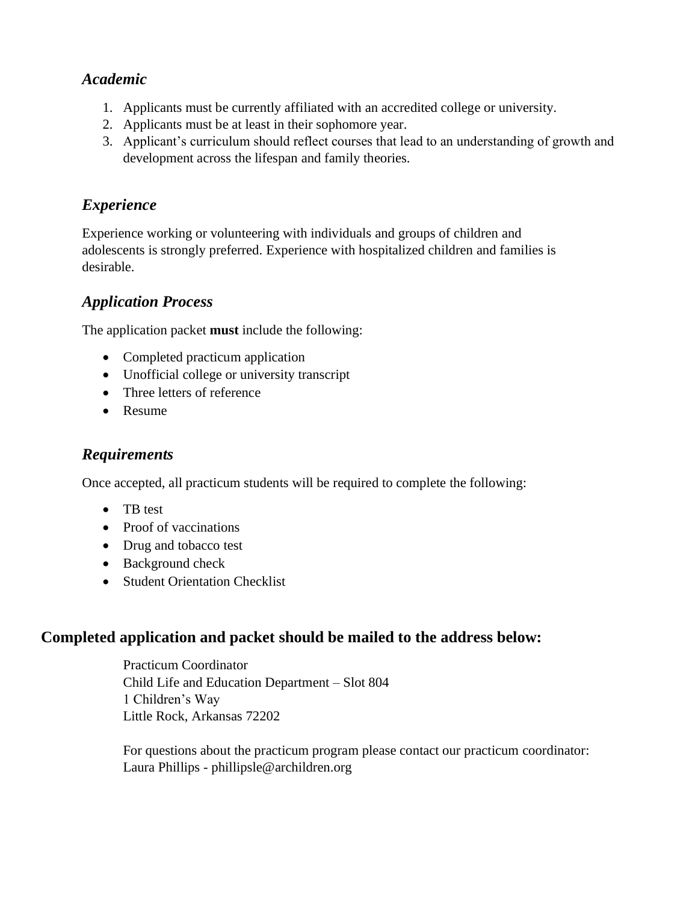### *Academic*

1. Applicants must be currently affiliated with an accredited college or university.
2. Applicants must be at least in their sophomore year.
3. Applicant's curriculum should reflect courses that lead to an understanding of growth and development across the lifespan and family theories.

### *Experience*

Experience working or volunteering with individuals and groups of children and adolescents is strongly preferred. Experience with hospitalized children and families is desirable.

### *Application Process*

The application packet **must** include the following:

- Completed practicum application
- Unofficial college or university transcript
- Three letters of reference
- Resume

### *Requirements*

Once accepted, all practicum students will be required to complete the following:

- TB test
- Proof of vaccinations
- Drug and tobacco test
- Background check
- Student Orientation Checklist

## Completed application and packet should be mailed to the address below:

Practicum Coordinator
Child Life and Education Department – Slot 804
1 Children's Way
Little Rock, Arkansas 72202

For questions about the practicum program please contact our practicum coordinator:
Laura Phillips - phillipsle@archildren.org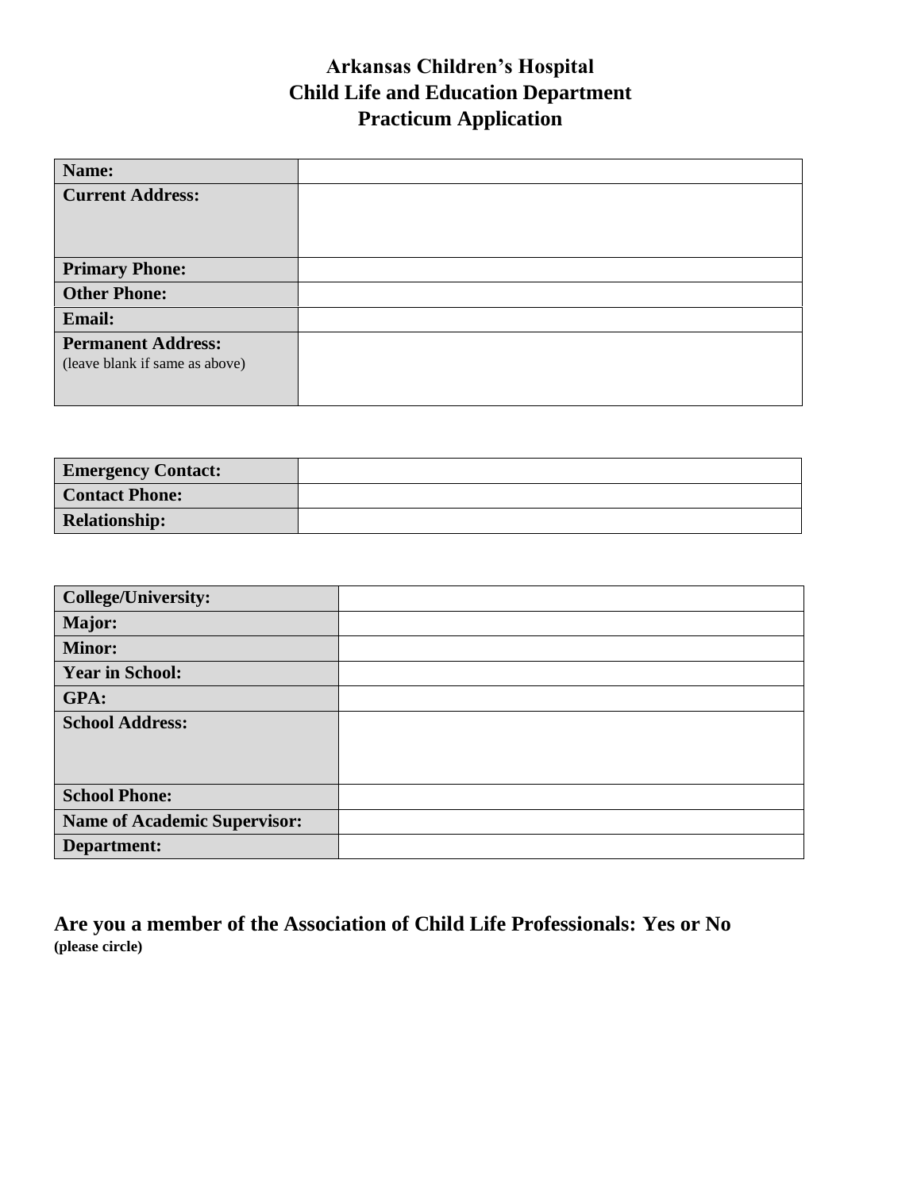# Arkansas Children's Hospital
## Child Life and Education Department
## Practicum Application

| **Name:** | |
|---|---|
| **Current Address:** | |
| **Primary Phone:** | |
| **Other Phone:** | |
| **Email:** | |
| **Permanent Address:** (leave blank if same as above) | |

| **Emergency Contact:** | |
|---|---|
| **Contact Phone:** | |
| **Relationship:** | |

| **College/University:** | |
|---|---|
| **Major:** | |
| **Minor:** | |
| **Year in School:** | |
| **GPA:** | |
| **School Address:** | |
| **School Phone:** | |
| **Name of Academic Supervisor:** | |
| **Department:** | |

**Are you a member of the Association of Child Life Professionals: Yes or No**
**(please circle)**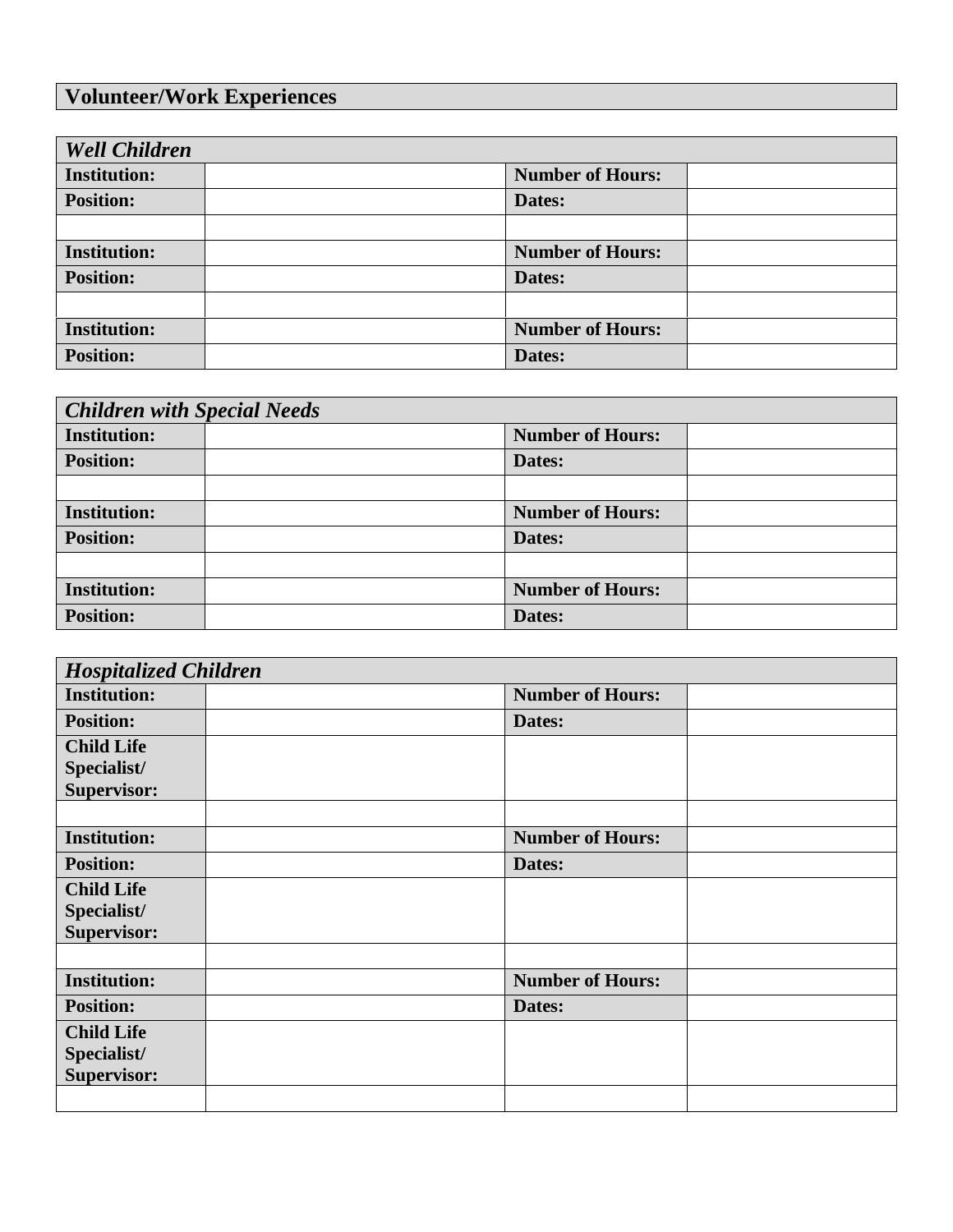## Volunteer/Work Experiences

| *Well Children* | | | |
|---|---|---|---|
| **Institution:** | | **Number of Hours:** | |
| **Position:** | | **Dates:** | |
| | | | |
| **Institution:** | | **Number of Hours:** | |
| **Position:** | | **Dates:** | |
| | | | |
| **Institution:** | | **Number of Hours:** | |
| **Position:** | | **Dates:** | |

| *Children with Special Needs* | | | |
|---|---|---|---|
| **Institution:** | | **Number of Hours:** | |
| **Position:** | | **Dates:** | |
| | | | |
| **Institution:** | | **Number of Hours:** | |
| **Position:** | | **Dates:** | |
| | | | |
| **Institution:** | | **Number of Hours:** | |
| **Position:** | | **Dates:** | |

| *Hospitalized Children* | | | |
|---|---|---|---|
| **Institution:** | | **Number of Hours:** | |
| **Position:** | | **Dates:** | |
| **Child Life Specialist/ Supervisor:** | | | |
| | | | |
| **Institution:** | | **Number of Hours:** | |
| **Position:** | | **Dates:** | |
| **Child Life Specialist/ Supervisor:** | | | |
| | | | |
| **Institution:** | | **Number of Hours:** | |
| **Position:** | | **Dates:** | |
| **Child Life Specialist/ Supervisor:** | | | |
| | | | |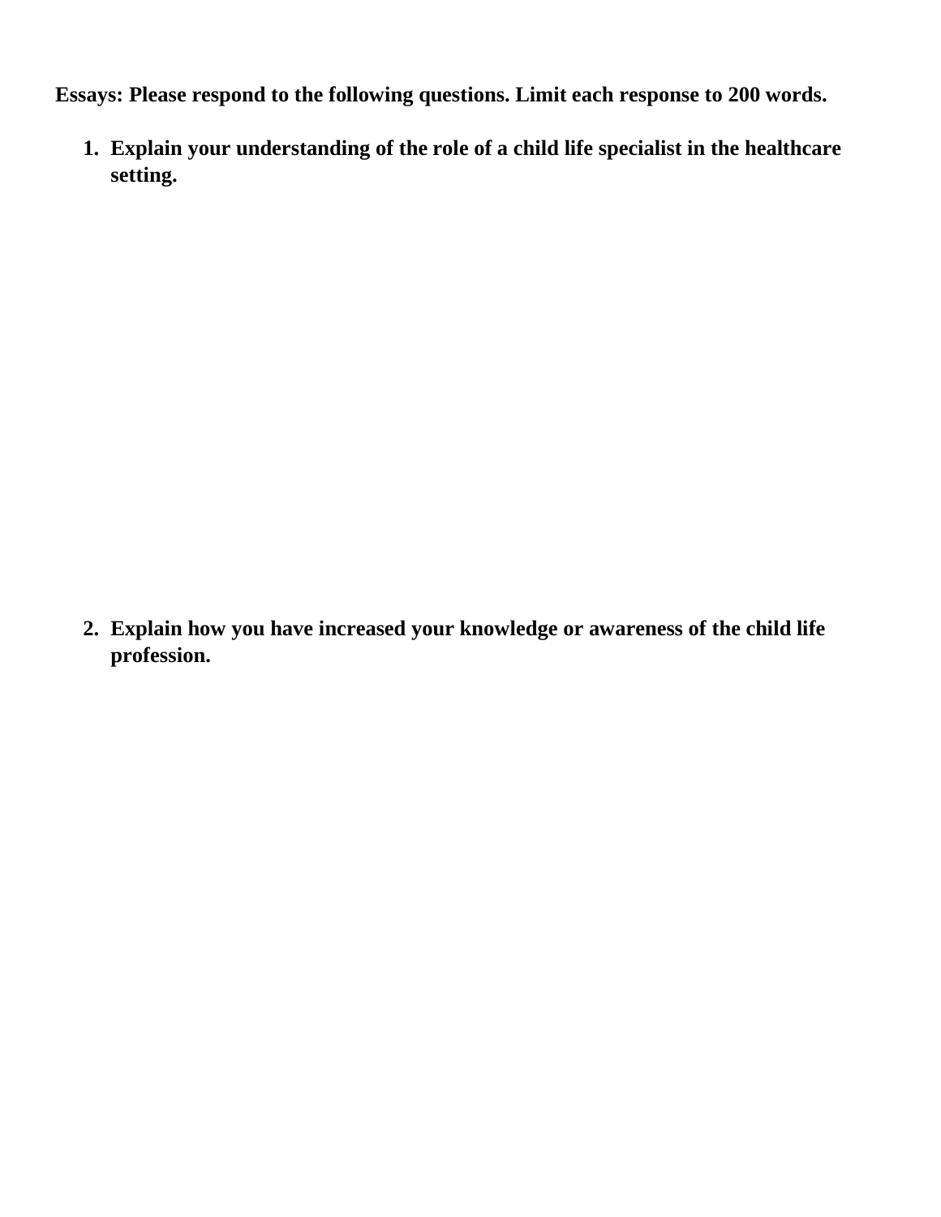**Essays: Please respond to the following questions. Limit each response to 200 words.**

1. **Explain your understanding of the role of a child life specialist in the healthcare setting.**

2. **Explain how you have increased your knowledge or awareness of the child life profession.**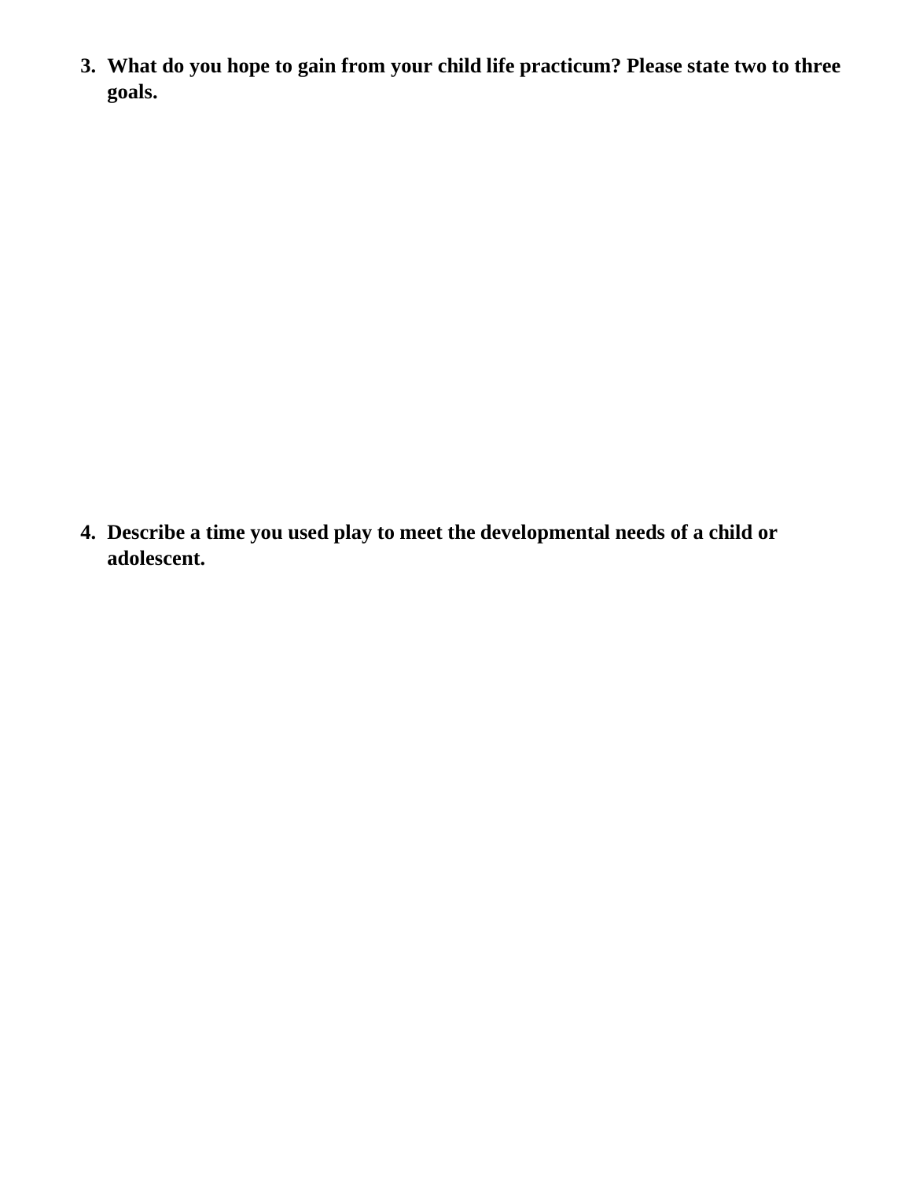3. **What do you hope to gain from your child life practicum? Please state two to three goals.**

4. **Describe a time you used play to meet the developmental needs of a child or adolescent.**